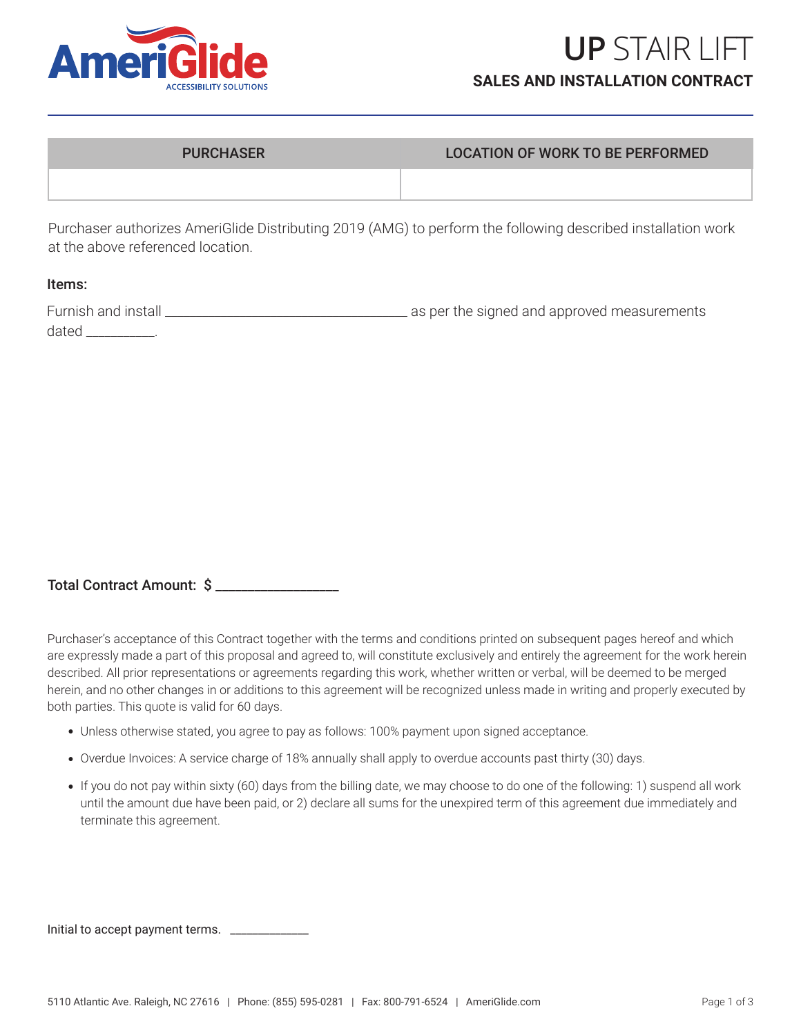# UP STAIR LIFT

## SALES AND INSTALLATION CONTRACT

| PURCHASER | LOCATION OF WORK TO BE PERFORMED |
| --- | --- |
| | |

Purchaser authorizes AmeriGlide Distributing 2019 (AMG) to perform the following described installation work at the above referenced location.

**Items:**

Furnish and install ________________________________ as per the signed and approved measurements dated __________.

**Total Contract Amount: $ _________________**

Purchaser's acceptance of this Contract together with the terms and conditions printed on subsequent pages hereof and which are expressly made a part of this proposal and agreed to, will constitute exclusively and entirely the agreement for the work herein described. All prior representations or agreements regarding this work, whether written or verbal, will be deemed to be merged herein, and no other changes in or additions to this agreement will be recognized unless made in writing and properly executed by both parties. This quote is valid for 60 days.

- Unless otherwise stated, you agree to pay as follows: 100% payment upon signed acceptance.
- Overdue Invoices: A service charge of 18% annually shall apply to overdue accounts past thirty (30) days.
- If you do not pay within sixty (60) days from the billing date, we may choose to do one of the following: 1) suspend all work until the amount due have been paid, or 2) declare all sums for the unexpired term of this agreement due immediately and terminate this agreement.

Initial to accept payment terms. ____________

5110 Atlantic Ave. Raleigh, NC 27616 | Phone: (855) 595-0281 | Fax: 800-791-6524 | AmeriGlide.com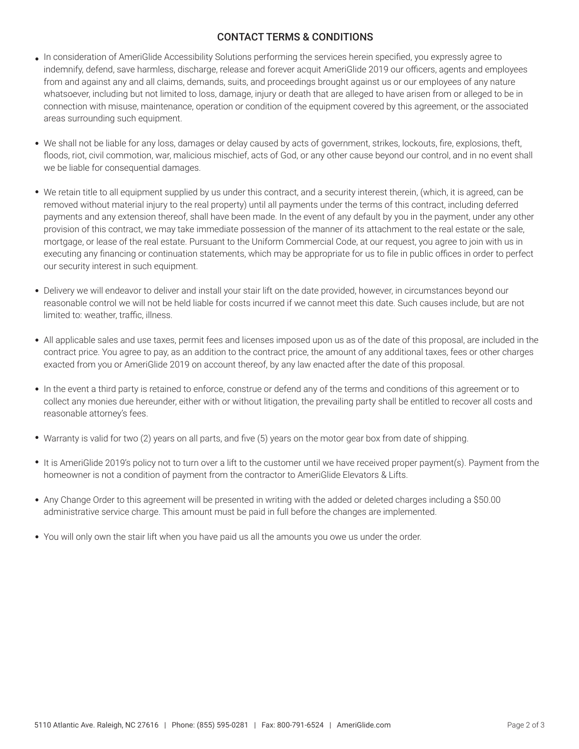## CONTACT TERMS & CONDITIONS

- In consideration of AmeriGlide Accessibility Solutions performing the services herein specified, you expressly agree to indemnify, defend, save harmless, discharge, release and forever acquit AmeriGlide 2019 our officers, agents and employees from and against any and all claims, demands, suits, and proceedings brought against us or our employees of any nature whatsoever, including but not limited to loss, damage, injury or death that are alleged to have arisen from or alleged to be in connection with misuse, maintenance, operation or condition of the equipment covered by this agreement, or the associated areas surrounding such equipment.

- We shall not be liable for any loss, damages or delay caused by acts of government, strikes, lockouts, fire, explosions, theft, floods, riot, civil commotion, war, malicious mischief, acts of God, or any other cause beyond our control, and in no event shall we be liable for consequential damages.

- We retain title to all equipment supplied by us under this contract, and a security interest therein, (which, it is agreed, can be removed without material injury to the real property) until all payments under the terms of this contract, including deferred payments and any extension thereof, shall have been made. In the event of any default by you in the payment, under any other provision of this contract, we may take immediate possession of the manner of its attachment to the real estate or the sale, mortgage, or lease of the real estate. Pursuant to the Uniform Commercial Code, at our request, you agree to join with us in executing any financing or continuation statements, which may be appropriate for us to file in public offices in order to perfect our security interest in such equipment.

- Delivery we will endeavor to deliver and install your stair lift on the date provided, however, in circumstances beyond our reasonable control we will not be held liable for costs incurred if we cannot meet this date. Such causes include, but are not limited to: weather, traffic, illness.

- All applicable sales and use taxes, permit fees and licenses imposed upon us as of the date of this proposal, are included in the contract price. You agree to pay, as an addition to the contract price, the amount of any additional taxes, fees or other charges exacted from you or AmeriGlide 2019 on account thereof, by any law enacted after the date of this proposal.

- In the event a third party is retained to enforce, construe or defend any of the terms and conditions of this agreement or to collect any monies due hereunder, either with or without litigation, the prevailing party shall be entitled to recover all costs and reasonable attorney's fees.

- Warranty is valid for two (2) years on all parts, and five (5) years on the motor gear box from date of shipping.

- It is AmeriGlide 2019's policy not to turn over a lift to the customer until we have received proper payment(s). Payment from the homeowner is not a condition of payment from the contractor to AmeriGlide Elevators & Lifts.

- Any Change Order to this agreement will be presented in writing with the added or deleted charges including a $50.00 administrative service charge. This amount must be paid in full before the changes are implemented.

- You will only own the stair lift when you have paid us all the amounts you owe us under the order.

5110 Atlantic Ave. Raleigh, NC 27616 | Phone: (855) 595-0281 | Fax: 800-791-6524 | AmeriGlide.com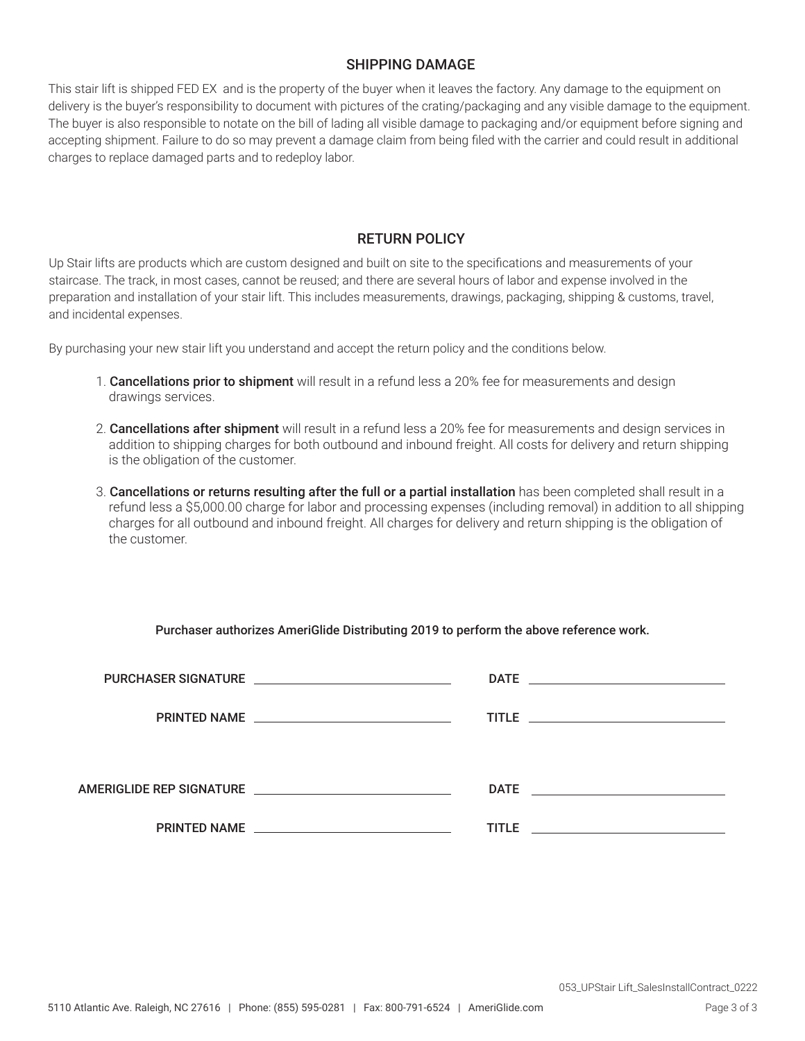## SHIPPING DAMAGE

This stair lift is shipped FED EX and is the property of the buyer when it leaves the factory. Any damage to the equipment on delivery is the buyer's responsibility to document with pictures of the crating/packaging and any visible damage to the equipment. The buyer is also responsible to notate on the bill of lading all visible damage to packaging and/or equipment before signing and accepting shipment. Failure to do so may prevent a damage claim from being filed with the carrier and could result in additional charges to replace damaged parts and to redeploy labor.

## RETURN POLICY

Up Stair lifts are products which are custom designed and built on site to the specifications and measurements of your staircase. The track, in most cases, cannot be reused; and there are several hours of labor and expense involved in the preparation and installation of your stair lift. This includes measurements, drawings, packaging, shipping & customs, travel, and incidental expenses.

By purchasing your new stair lift you understand and accept the return policy and the conditions below.

1. **Cancellations prior to shipment** will result in a refund less a 20% fee for measurements and design drawings services.
2. **Cancellations after shipment** will result in a refund less a 20% fee for measurements and design services in addition to shipping charges for both outbound and inbound freight. All costs for delivery and return shipping is the obligation of the customer.
3. **Cancellations or returns resulting after the full or a partial installation** has been completed shall result in a refund less a $5,000.00 charge for labor and processing expenses (including removal) in addition to all shipping charges for all outbound and inbound freight. All charges for delivery and return shipping is the obligation of the customer.

**Purchaser authorizes AmeriGlide Distributing 2019 to perform the above reference work.**

**PURCHASER SIGNATURE** ______________________________ **DATE** ______________________________

**PRINTED NAME** ______________________________ **TITLE** ______________________________

**AMERIGLIDE REP SIGNATURE** ______________________________ **DATE** ______________________________

**PRINTED NAME** ______________________________ **TITLE** ______________________________

053_UPStair Lift_SalesInstallContract_0222

5110 Atlantic Ave. Raleigh, NC 27616 | Phone: (855) 595-0281 | Fax: 800-791-6524 | AmeriGlide.com